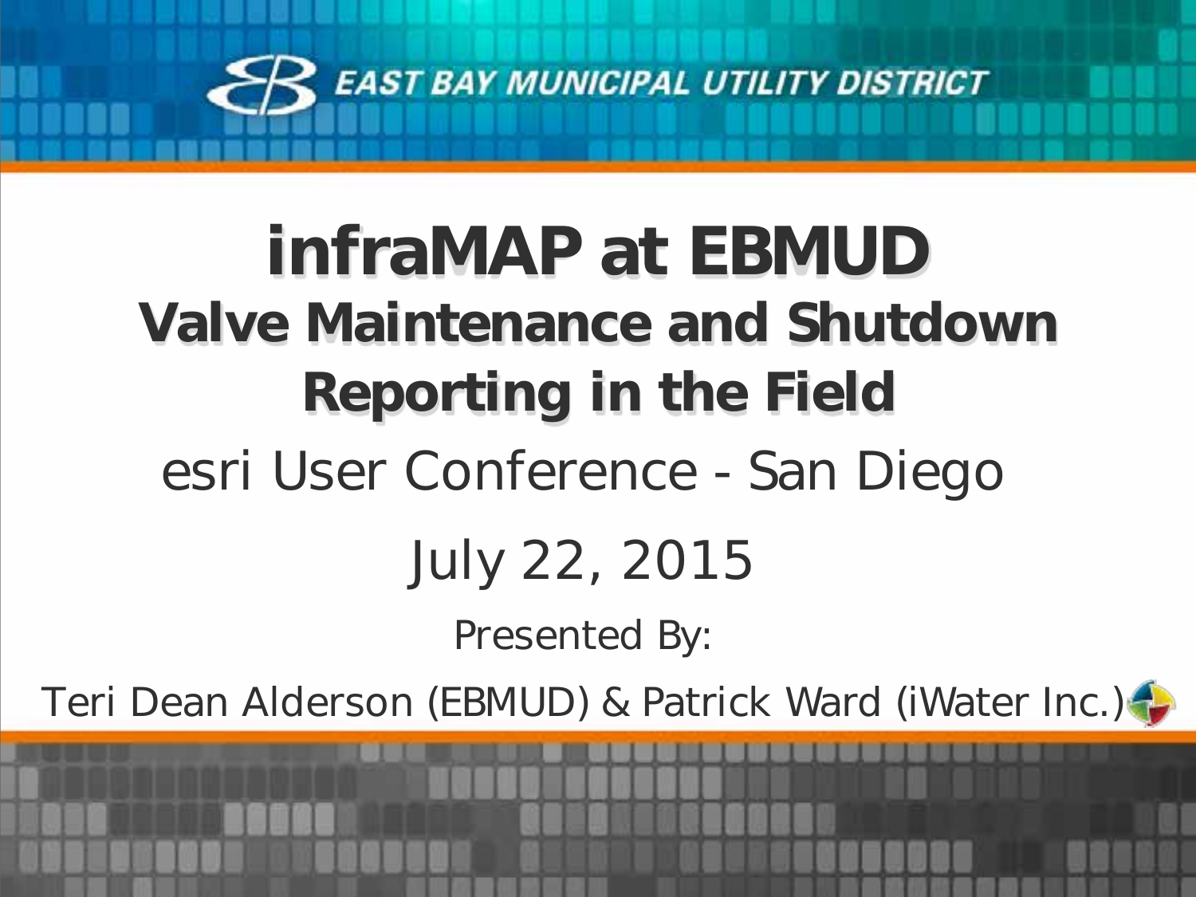EAST BAY MUNICIPAL UTILITY DISTRICT

# infraMAP at EBMUD

## Valve Maintenance and Shutdown Reporting in the Field

esri User Conference - San Diego

July 22, 2015

Presented By:

Teri Dean Alderson (EBMUD) & Patrick Ward (iWater Inc.)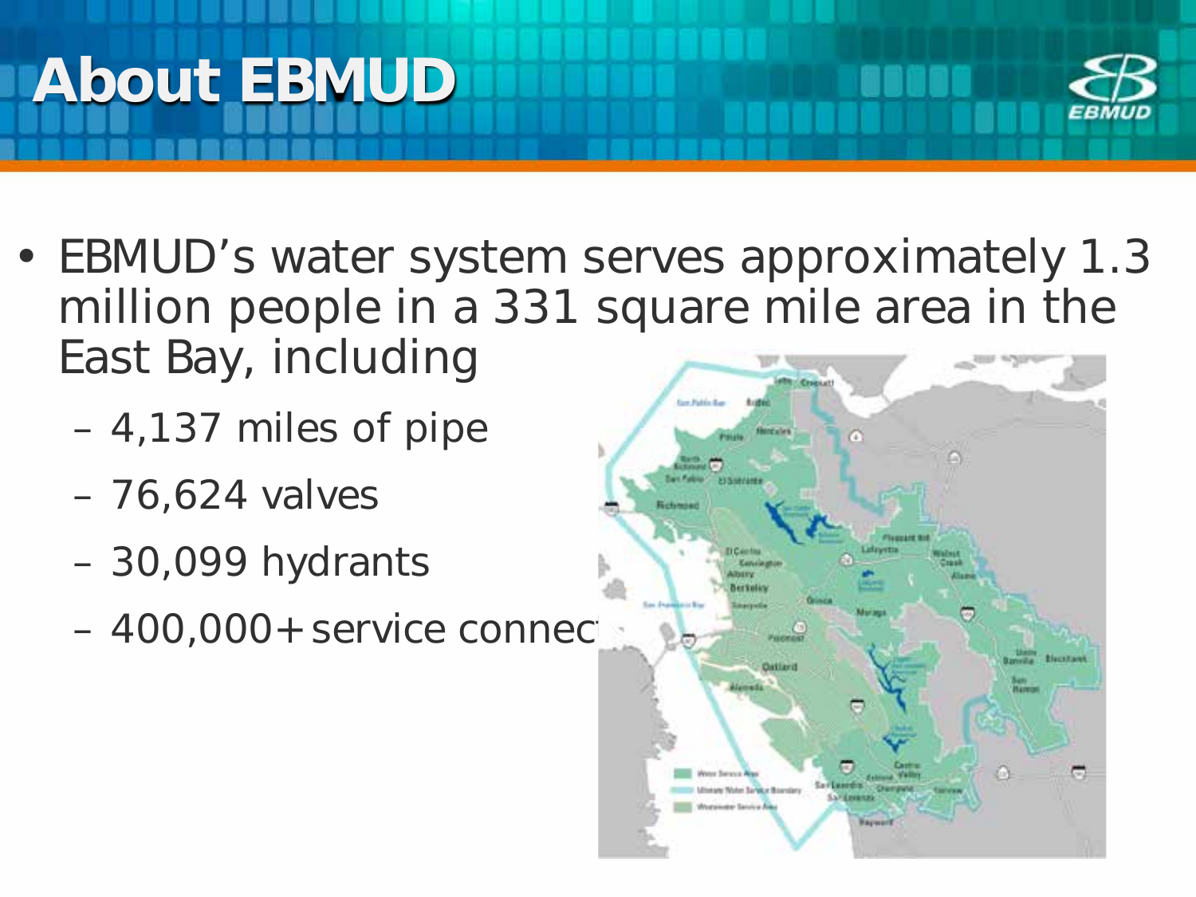# About EBMUD

- EBMUD's water system serves approximately 1.3 million people in a 331 square mile area in the East Bay, including
  - 4,137 miles of pipe
  - 76,624 valves
  - 30,099 hydrants
  - 400,000+ service connec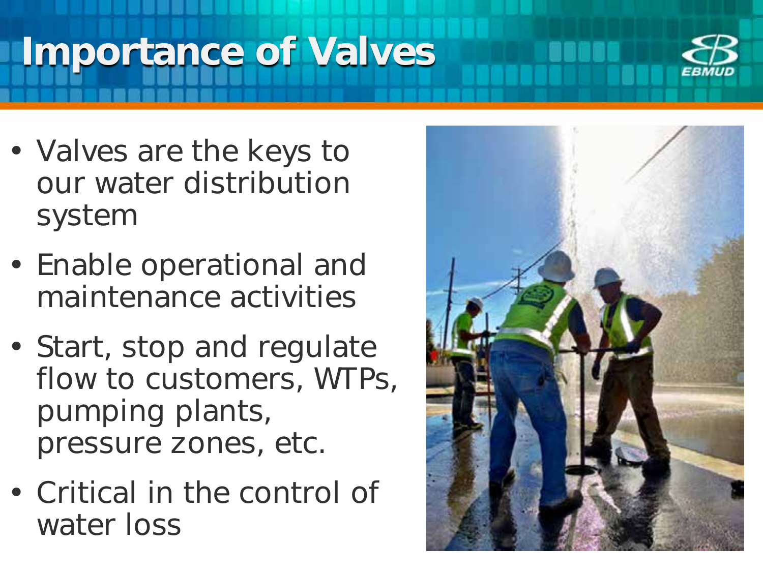# Importance of Valves

- Valves are the keys to our water distribution system
- Enable operational and maintenance activities
- Start, stop and regulate flow to customers, WTPs, pumping plants, pressure zones, etc.
- Critical in the control of water loss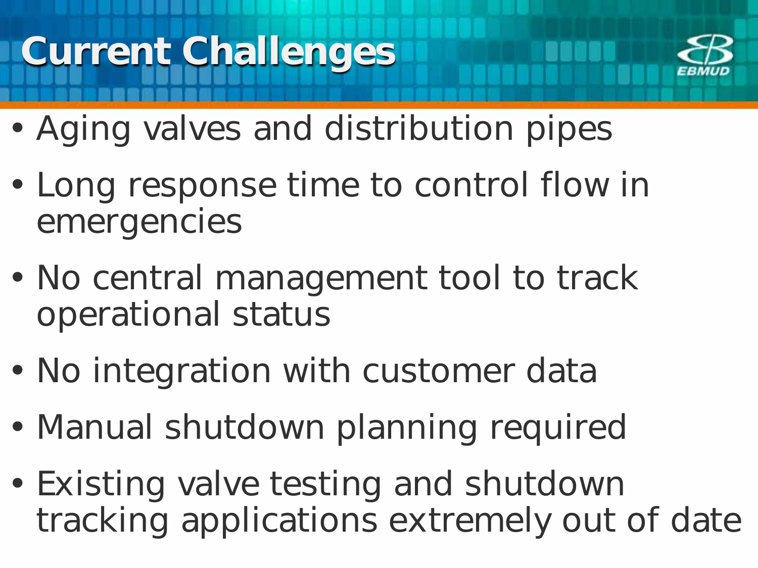# Current Challenges

- Aging valves and distribution pipes
- Long response time to control flow in emergencies
- No central management tool to track operational status
- No integration with customer data
- Manual shutdown planning required
- Existing valve testing and shutdown tracking applications extremely out of date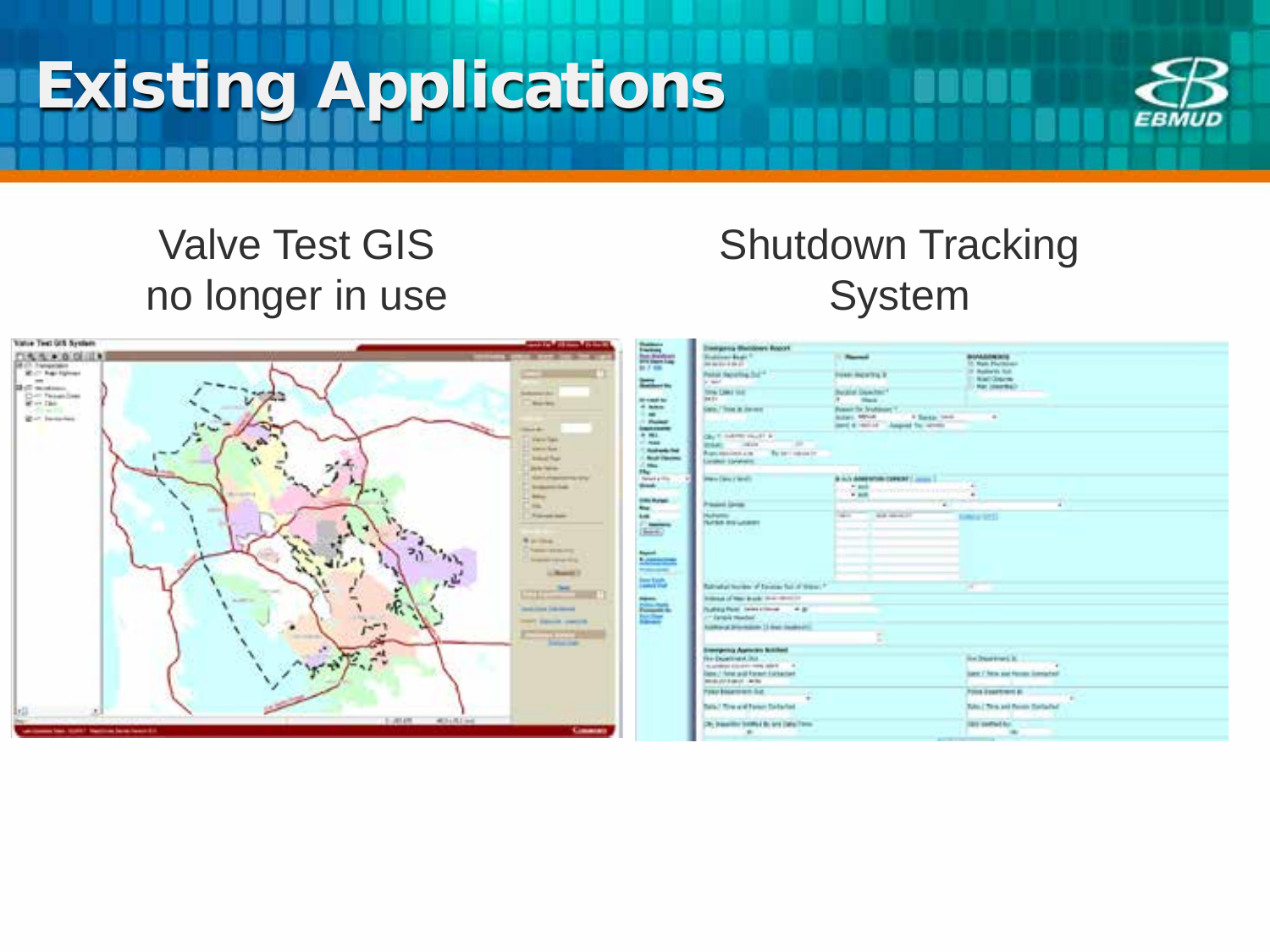# Existing Applications

Valve Test GIS
no longer in use

Shutdown Tracking System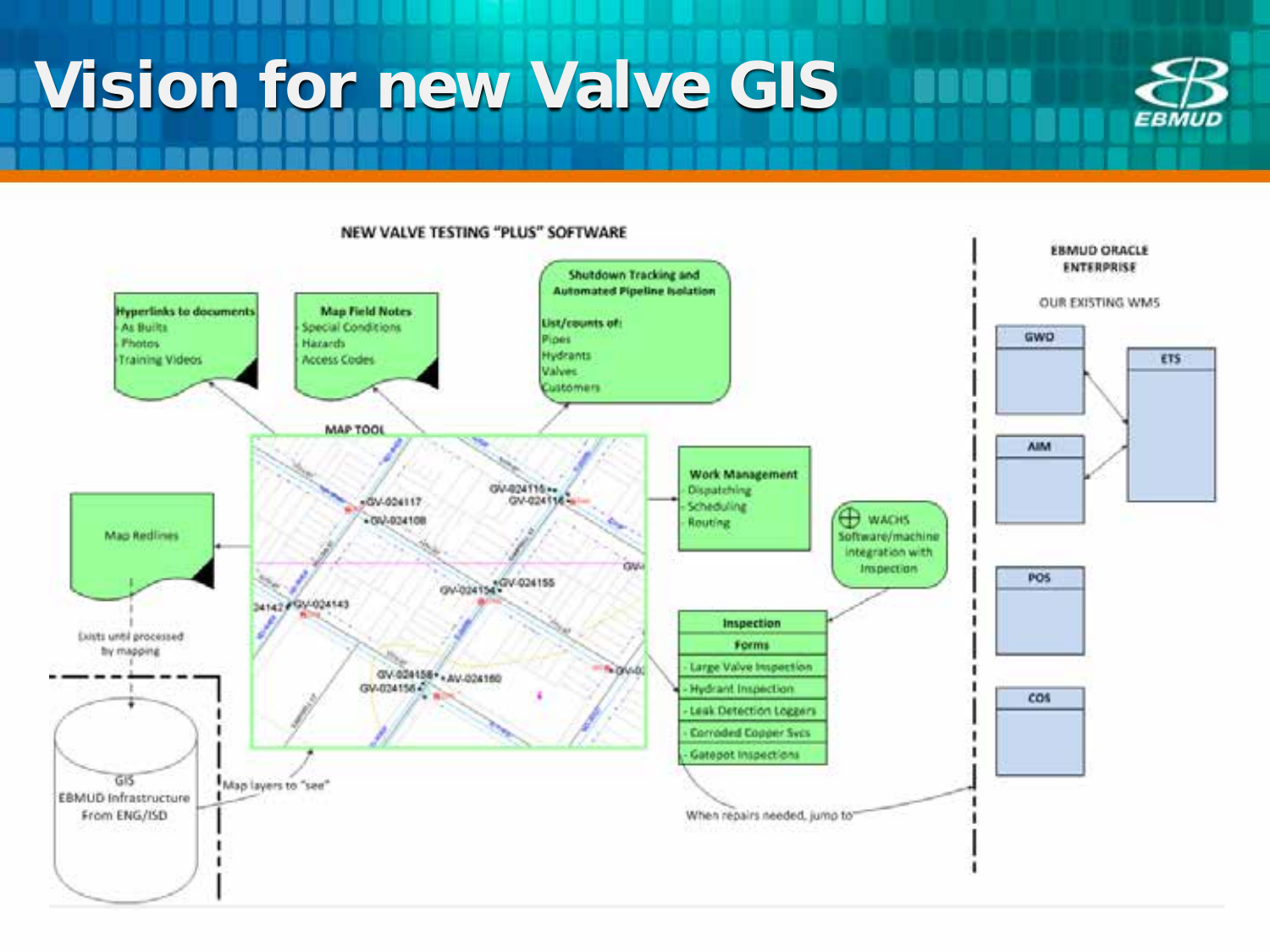# Vision for new Valve GIS

EBMUD

NEW VALVE TESTING "PLUS" SOFTWARE

**Hyperlinks to documents**
- As Builts
- Photos
- Training Videos

**Map Field Notes**
- Special Conditions
- Hazards
- Access Codes

**Shutdown Tracking and Automated Pipeline Isolation**

List/counts of:
- Pipes
- Hydrants
- Valves
- Customers

MAP TOOL

Map Redlines

Exists until processed by mapping

GIS EBMUD Infrastructure From ENG/ISD

Map layers to "see"

**Work Management**
- Dispatching
- Scheduling
- Routing

WACHS Software/machine integration with Inspection

**Inspection Forms**
- Large Valve Inspection
- Hydrant Inspection
- Leak Detection Loggers
- Corroded Copper Svcs
- Gatepot Inspections

When repairs needed, jump to

EBMUD ORACLE ENTERPRISE

OUR EXISTING WMS

- GWO
- AIM
- ETS
- POS
- COS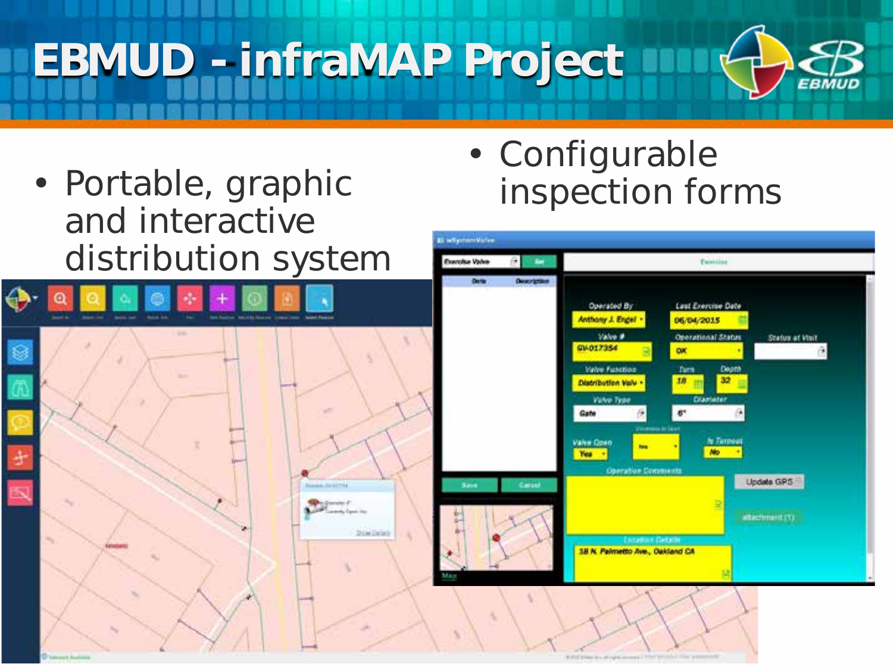# EBMUD – infraMAP Project

- Portable, graphic and interactive distribution system
- Configurable inspection forms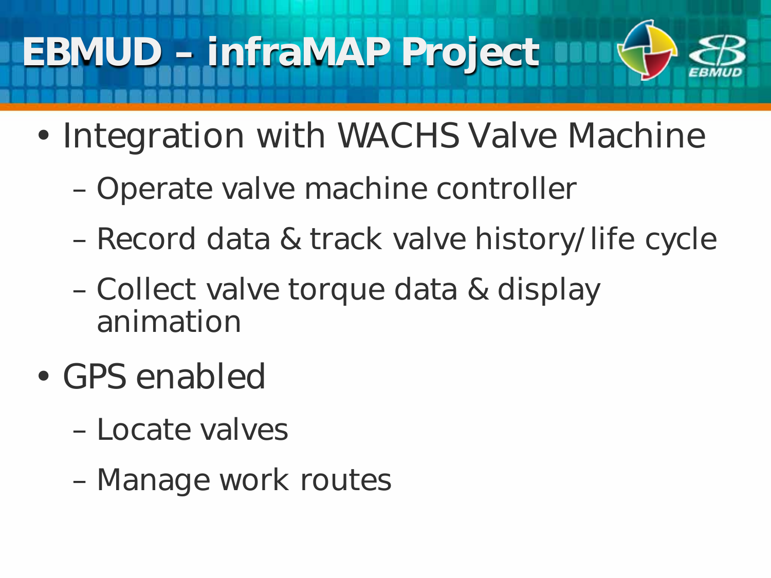# EBMUD – infraMAP Project

- Integration with WACHS Valve Machine
  - Operate valve machine controller
  - Record data & track valve history/life cycle
  - Collect valve torque data & display animation
- GPS enabled
  - Locate valves
  - Manage work routes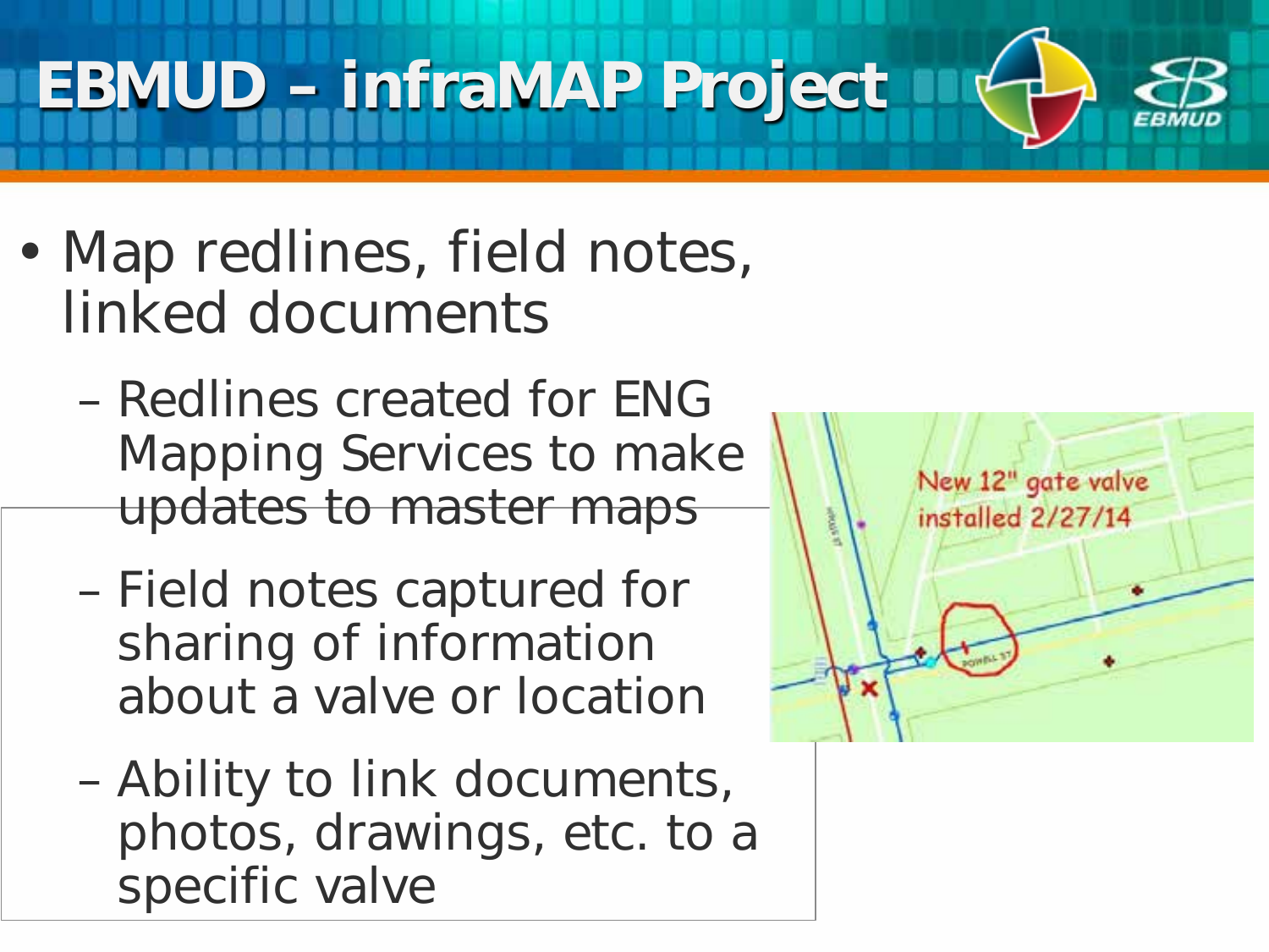# EBMUD – infraMAP Project

- Map redlines, field notes, linked documents
  - Redlines created for ENG Mapping Services to make updates to master maps
  - Field notes captured for sharing of information about a valve or location
  - Ability to link documents, photos, drawings, etc. to a specific valve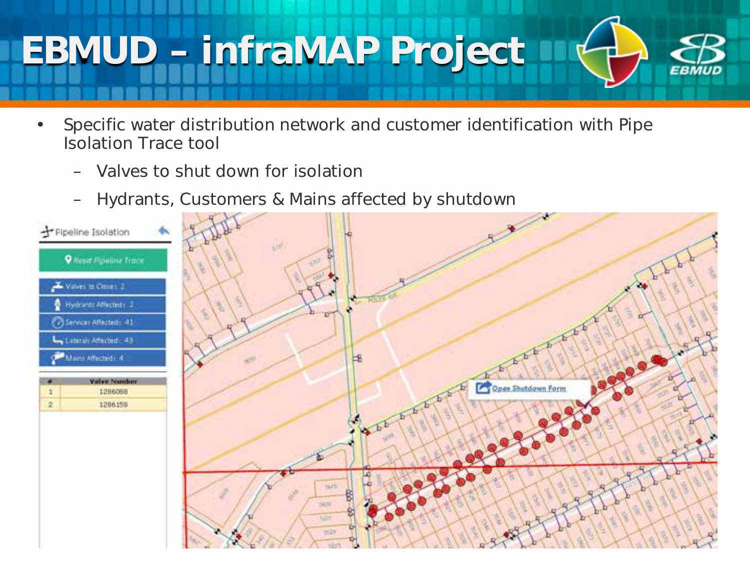# EBMUD – infraMAP Project

- Specific water distribution network and customer identification with Pipe Isolation Trace tool
  - Valves to shut down for isolation
  - Hydrants, Customers & Mains affected by shutdown

Pipeline Isolation

Reset Pipeline Trace

Valves to Close: 2

Hydrants Affected: 2

Services Affected: 41

Laterals Affected: 43

Mains Affected: 4

| # | Valve Number |
| --- | --- |
| 1 | 1286088 |
| 2 | 1286158 |

Open Shutdown Form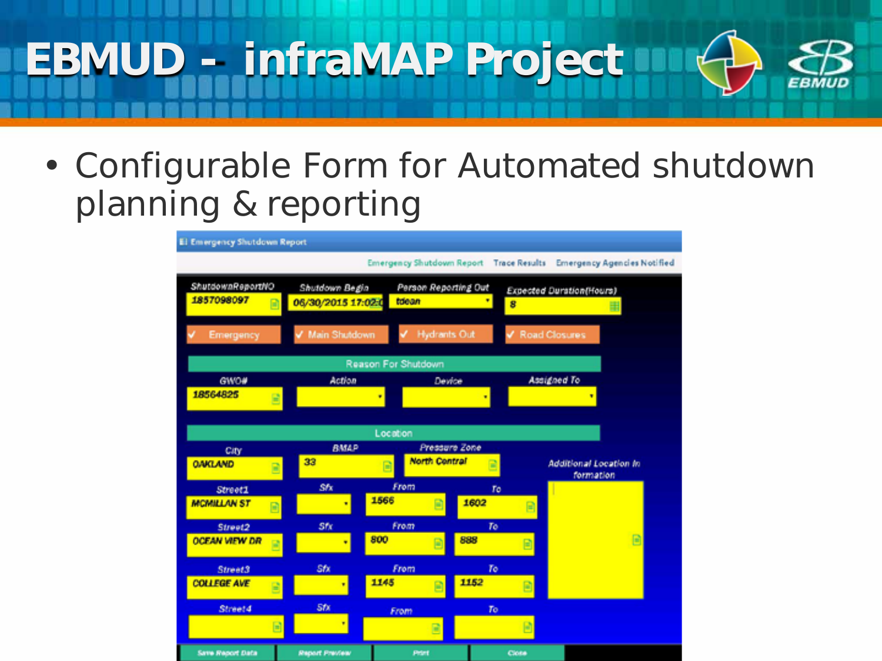# EBMUD - infraMAP Project

- Configurable Form for Automated shutdown planning & reporting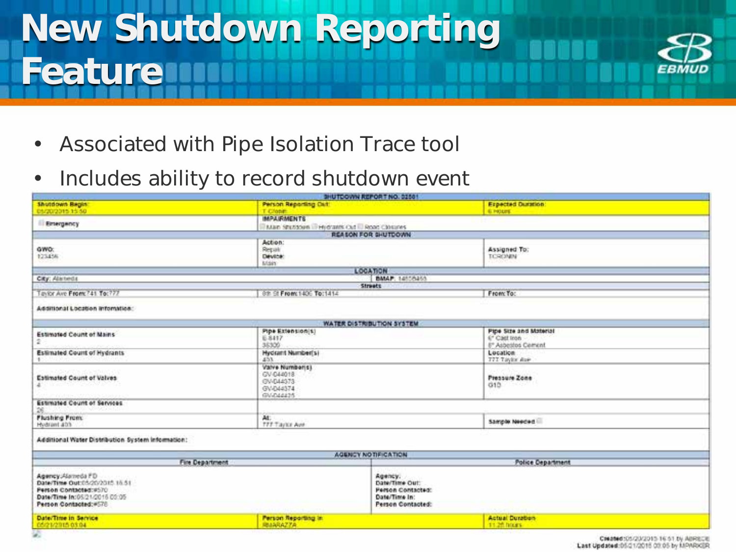# New Shutdown Reporting Feature

- Associated with Pipe Isolation Trace tool
- Includes ability to record shutdown event

**SHUTDOWN REPORT NO. 02501**

| Shutdown Begin: 05/20/2015 15:50 | Person Reporting Out: T Crone | Expected Duration: 6 Hours |
|---|---|---|
| Emergency | IMPAIRMENTS: Main Shutdown, Hydrants Out, Road Closures | |

**REASON FOR SHUTDOWN**

| GWO: 123456 | Action: Repair; Device: Main | Assigned To: TCRONIN |
|---|---|---|

**LOCATION**

| City: Alameda | BMAP: 1465B455 | |
|---|---|---|

**Streets**

| Taylor Ave From: 741 To: 777 | 8th St From: 1400 To: 1414 | From: To: |
|---|---|---|

Additional Location Information:

**WATER DISTRIBUTION SYSTEM**

| Estimated Count of Mains: 2 | Pipe Extension(s): E-8417, 36309 | Pipe Size and Material: 6" Cast Iron, 8" Asbestos Cement |
|---|---|---|
| Estimated Count of Hydrants: 1 | Hydrant Number(s): 403 | Location: 777 Taylor Ave |
| Estimated Count of Valves: 4 | Valve Number(s): GV-044018, GV-044373, GV-044374, GV-044425 | Pressure Zone: G1D |
| Estimated Count of Services: 26 | | |
| Flushing From: Hydrant 403 | At: 777 Taylor Ave | Sample Needed |

Additional Water Distribution System Information:

**AGENCY NOTIFICATION**

| Fire Department | Police Department |
|---|---|
| Agency: Alameda FD; Date/Time Out: 05/20/2015 16:51; Person Contacted: #570; Date/Time In: 05/21/2015 03:05; Person Contacted: #578 | Agency: ; Date/Time Out: ; Person Contacted: ; Date/Time In: ; Person Contacted: |

| Date/Time In Service: 05/21/2015 03:04 | Person Reporting In: RBARAZZA | Actual Duration: 11.25 hours |
|---|---|---|

Created: 05/20/2015 16:51 by ABRECE
Last Updated: 05/21/2015 03:05 by MPARKER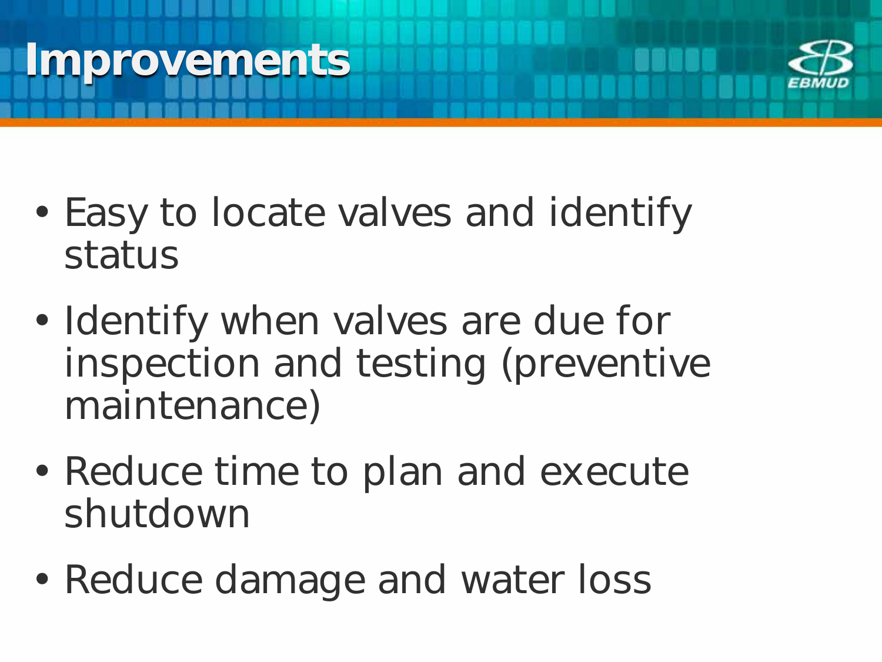# Improvements

- Easy to locate valves and identify status
- Identify when valves are due for inspection and testing (preventive maintenance)
- Reduce time to plan and execute shutdown
- Reduce damage and water loss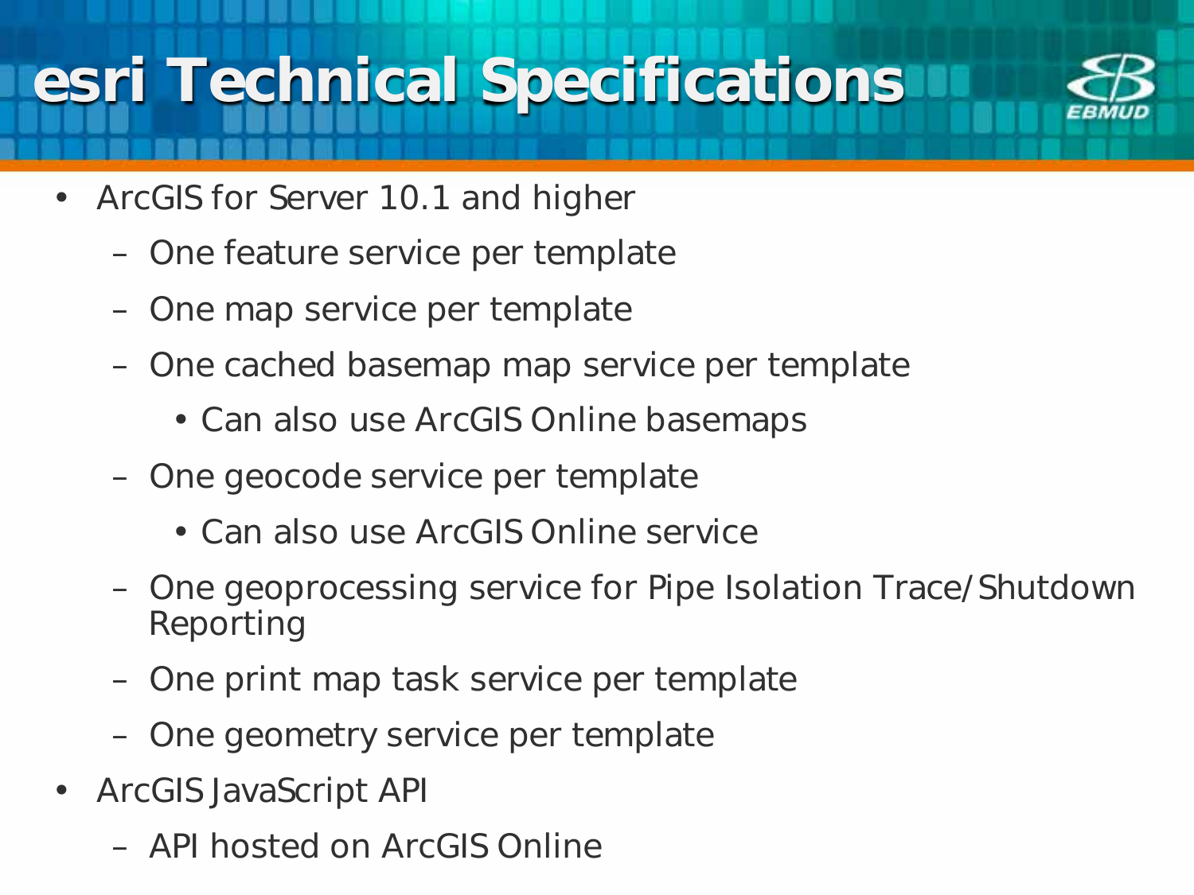# esri Technical Specifications

- ArcGIS for Server 10.1 and higher
  - One feature service per template
  - One map service per template
  - One cached basemap map service per template
    - Can also use ArcGIS Online basemaps
  - One geocode service per template
    - Can also use ArcGIS Online service
  - One geoprocessing service for Pipe Isolation Trace/Shutdown Reporting
  - One print map task service per template
  - One geometry service per template
- ArcGIS JavaScript API
  - API hosted on ArcGIS Online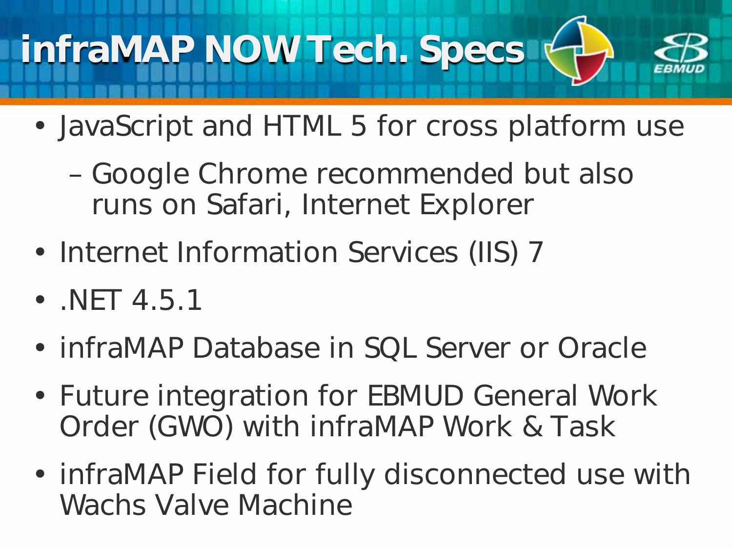# infraMAP NOW Tech. Specs

- JavaScript and HTML 5 for cross platform use
  - Google Chrome recommended but also runs on Safari, Internet Explorer
- Internet Information Services (IIS) 7
- .NET 4.5.1
- infraMAP Database in SQL Server or Oracle
- Future integration for EBMUD General Work Order (GWO) with infraMAP Work & Task
- infraMAP Field for fully disconnected use with Wachs Valve Machine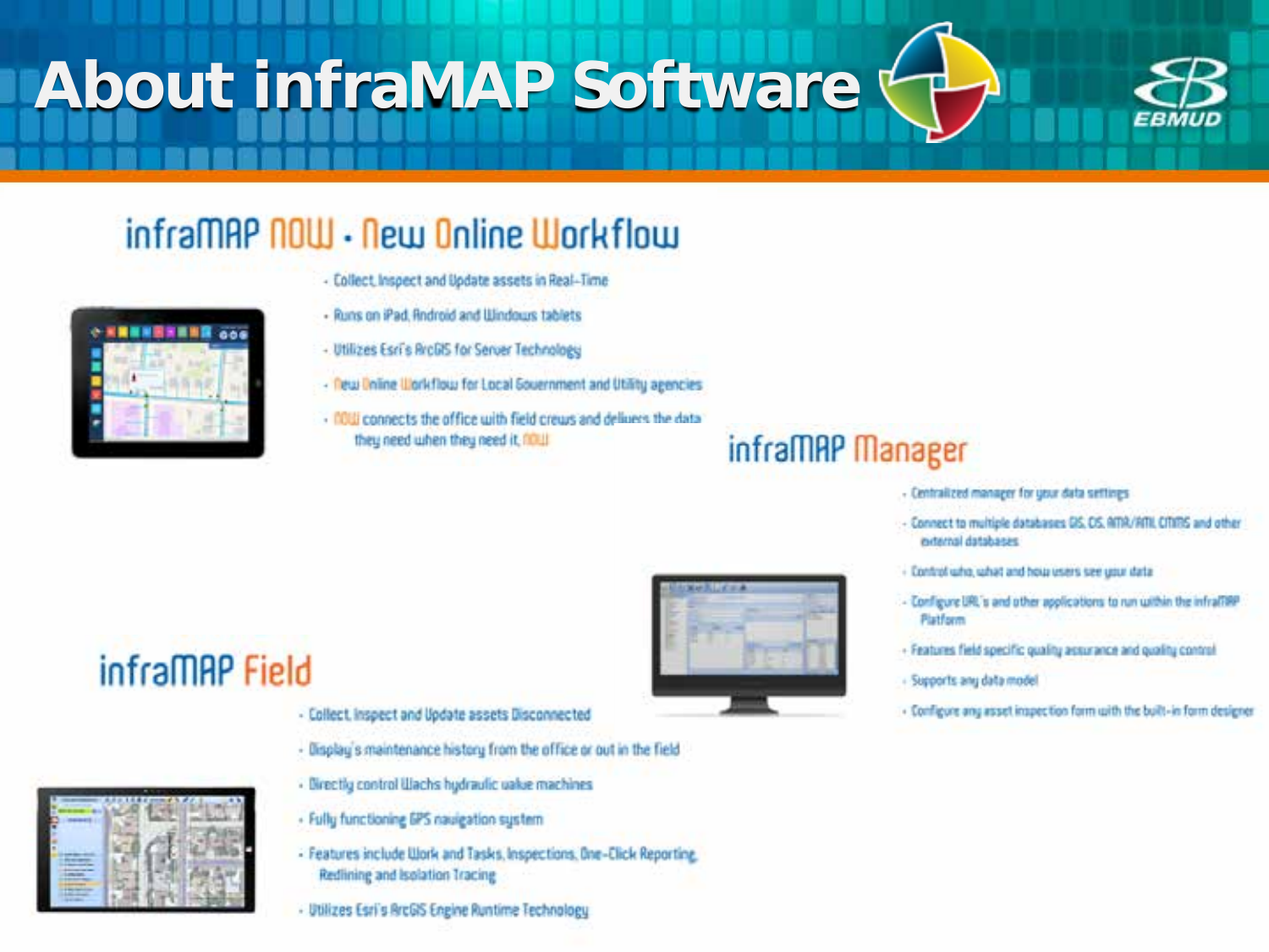# About infraMAP Software

## infraMAP NOW • New Online Workflow

- Collect, Inspect and Update assets in Real-Time
- Runs on iPad, Android and Windows tablets
- Utilizes Esri's ArcGIS for Server Technology
- New Online Workflow for Local Government and Utility agencies
- NOW connects the office with field crews and delivers the data they need when they need it, NOW

## infraMAP Manager

- Centralized manager for your data settings
- Connect to multiple databases GIS, CIS, AMR/AMI, CMMS and other external databases
- Control who, what and how users see your data
- Configure URL's and other applications to run within the infraMAP Platform
- Features field specific quality assurance and quality control
- Supports any data model
- Configure any asset inspection form with the built-in form designer

## infraMAP Field

- Collect, Inspect and Update assets Disconnected
- Display's maintenance history from the office or out in the field
- Directly control Wachs hydraulic valve machines
- Fully functioning GPS navigation system
- Features include Work and Tasks, Inspections, One-Click Reporting, Redlining and Isolation Tracing
- Utilizes Esri's ArcGIS Engine Runtime Technology